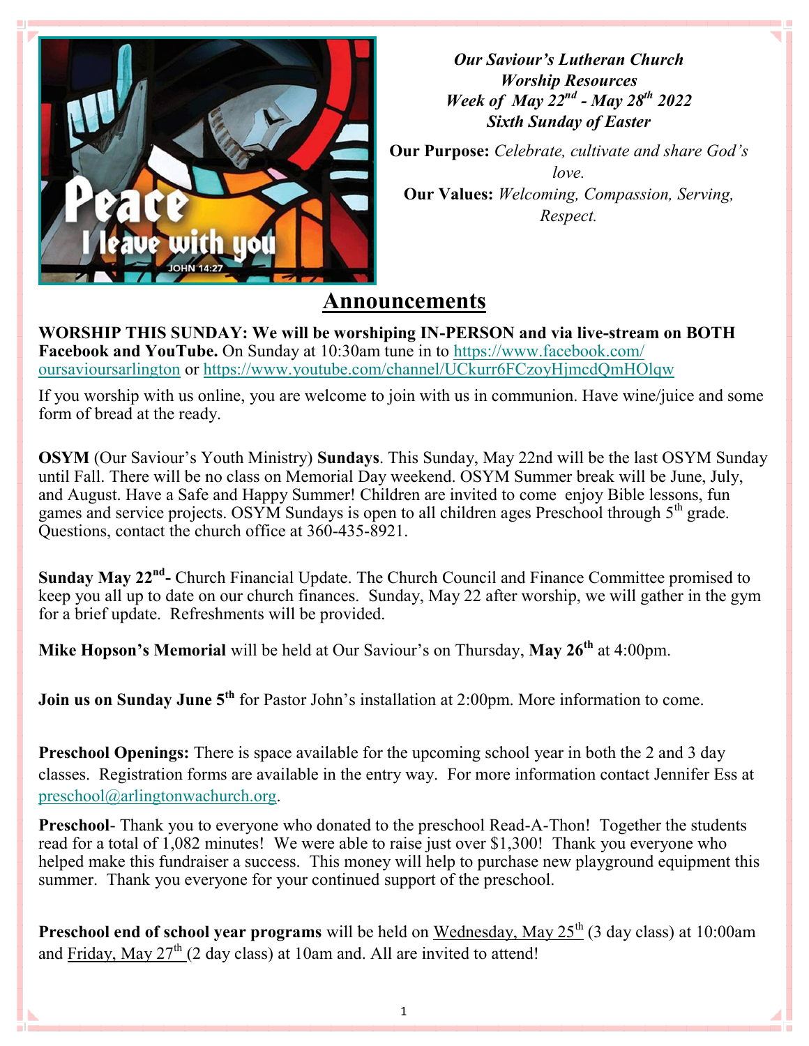*Our Saviour's Lutheran Church*
*Worship Resources*
*Week of May 22nd - May 28th 2022*
*Sixth Sunday of Easter*

**Our Purpose:** *Celebrate, cultivate and share God's love.*
**Our Values:** *Welcoming, Compassion, Serving, Respect.*

## Announcements

**WORSHIP THIS SUNDAY: We will be worshiping IN-PERSON and via live-stream on BOTH Facebook and YouTube.** On Sunday at 10:30am tune in to https://www.facebook.com/oursavioursarlington or https://www.youtube.com/channel/UCkurr6FCzoyHjmcdQmHOlqw

If you worship with us online, you are welcome to join with us in communion. Have wine/juice and some form of bread at the ready.

**OSYM** (Our Saviour's Youth Ministry) **Sundays**. This Sunday, May 22nd will be the last OSYM Sunday until Fall. There will be no class on Memorial Day weekend. OSYM Summer break will be June, July, and August. Have a Safe and Happy Summer! Children are invited to come enjoy Bible lessons, fun games and service projects. OSYM Sundays is open to all children ages Preschool through 5th grade. Questions, contact the church office at 360-435-8921.

**Sunday May 22nd-** Church Financial Update. The Church Council and Finance Committee promised to keep you all up to date on our church finances. Sunday, May 22 after worship, we will gather in the gym for a brief update. Refreshments will be provided.

**Mike Hopson's Memorial** will be held at Our Saviour's on Thursday, **May 26th** at 4:00pm.

**Join us on Sunday June 5th** for Pastor John's installation at 2:00pm. More information to come.

**Preschool Openings:** There is space available for the upcoming school year in both the 2 and 3 day classes. Registration forms are available in the entry way. For more information contact Jennifer Ess at preschool@arlingtonwachurch.org.

**Preschool**- Thank you to everyone who donated to the preschool Read-A-Thon! Together the students read for a total of 1,082 minutes! We were able to raise just over $1,300! Thank you everyone who helped make this fundraiser a success. This money will help to purchase new playground equipment this summer. Thank you everyone for your continued support of the preschool.

**Preschool end of school year programs** will be held on Wednesday, May 25th (3 day class) at 10:00am and Friday, May 27th (2 day class) at 10am and. All are invited to attend!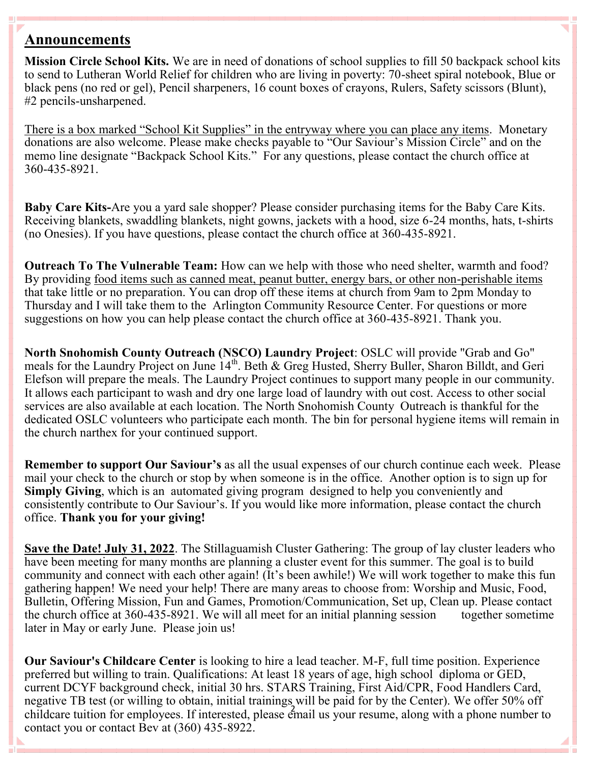## Announcements

**Mission Circle School Kits.** We are in need of donations of school supplies to fill 50 backpack school kits to send to Lutheran World Relief for children who are living in poverty: 70-sheet spiral notebook, Blue or black pens (no red or gel), Pencil sharpeners, 16 count boxes of crayons, Rulers, Safety scissors (Blunt), #2 pencils-unsharpened.

There is a box marked "School Kit Supplies" in the entryway where you can place any items. Monetary donations are also welcome. Please make checks payable to "Our Saviour's Mission Circle" and on the memo line designate "Backpack School Kits." For any questions, please contact the church office at 360-435-8921.

**Baby Care Kits-**Are you a yard sale shopper? Please consider purchasing items for the Baby Care Kits. Receiving blankets, swaddling blankets, night gowns, jackets with a hood, size 6-24 months, hats, t-shirts (no Onesies). If you have questions, please contact the church office at 360-435-8921.

**Outreach To The Vulnerable Team:** How can we help with those who need shelter, warmth and food? By providing food items such as canned meat, peanut butter, energy bars, or other non-perishable items that take little or no preparation. You can drop off these items at church from 9am to 2pm Monday to Thursday and I will take them to the Arlington Community Resource Center. For questions or more suggestions on how you can help please contact the church office at 360-435-8921. Thank you.

**North Snohomish County Outreach (NSCO) Laundry Project**: OSLC will provide "Grab and Go" meals for the Laundry Project on June 14th. Beth & Greg Husted, Sherry Buller, Sharon Billdt, and Geri Elefson will prepare the meals. The Laundry Project continues to support many people in our community. It allows each participant to wash and dry one large load of laundry with out cost. Access to other social services are also available at each location. The North Snohomish County Outreach is thankful for the dedicated OSLC volunteers who participate each month. The bin for personal hygiene items will remain in the church narthex for your continued support.

**Remember to support Our Saviour's** as all the usual expenses of our church continue each week. Please mail your check to the church or stop by when someone is in the office. Another option is to sign up for **Simply Giving**, which is an automated giving program designed to help you conveniently and consistently contribute to Our Saviour's. If you would like more information, please contact the church office. **Thank you for your giving!**

**Save the Date! July 31, 2022**. The Stillaguamish Cluster Gathering: The group of lay cluster leaders who have been meeting for many months are planning a cluster event for this summer. The goal is to build community and connect with each other again! (It's been awhile!) We will work together to make this fun gathering happen! We need your help! There are many areas to choose from: Worship and Music, Food, Bulletin, Offering Mission, Fun and Games, Promotion/Communication, Set up, Clean up. Please contact the church office at 360-435-8921. We will all meet for an initial planning session together sometime later in May or early June. Please join us!

**Our Saviour's Childcare Center** is looking to hire a lead teacher. M-F, full time position. Experience preferred but willing to train. Qualifications: At least 18 years of age, high school diploma or GED, current DCYF background check, initial 30 hrs. STARS Training, First Aid/CPR, Food Handlers Card, negative TB test (or willing to obtain, initial trainings will be paid for by the Center). We offer 50% off childcare tuition for employees. If interested, please email us your resume, along with a phone number to contact you or contact Bev at (360) 435-8922.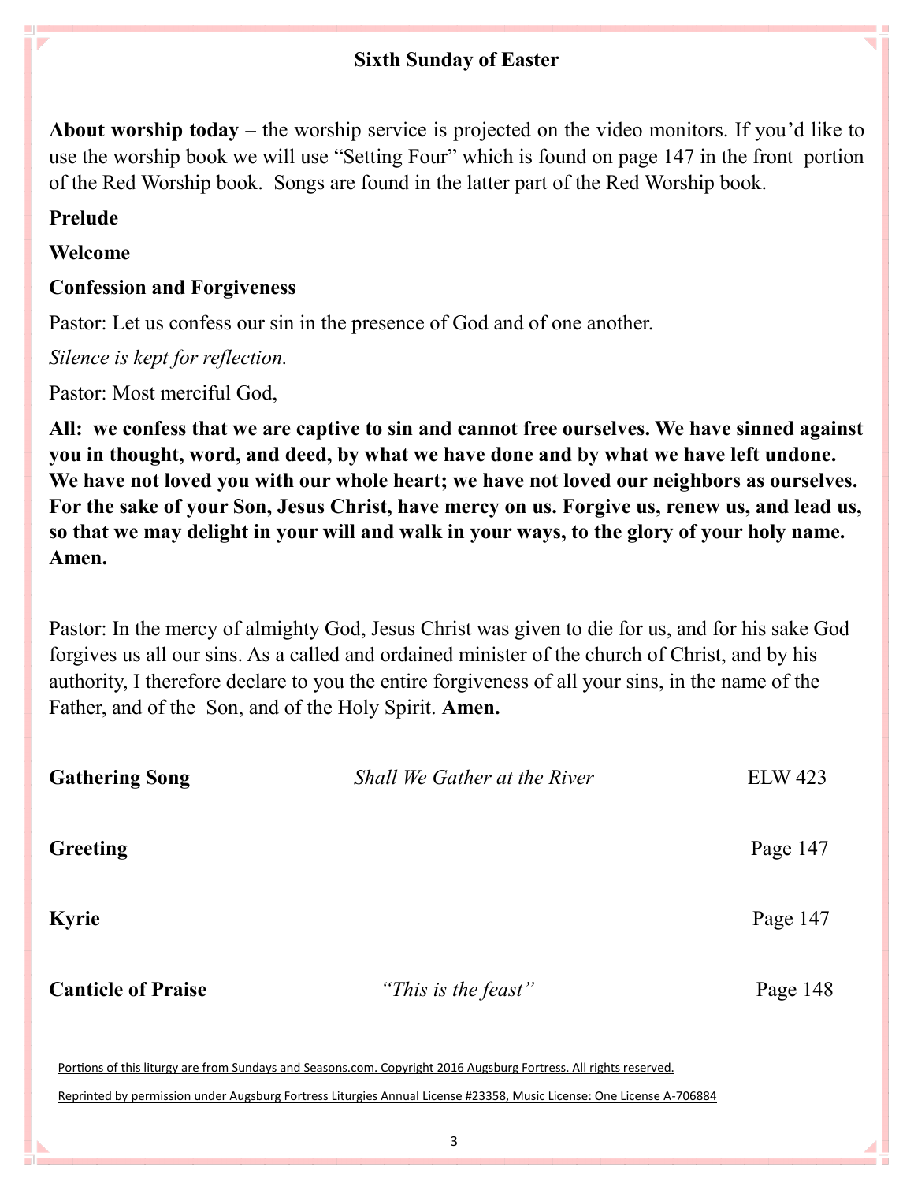## Sixth Sunday of Easter

**About worship today** – the worship service is projected on the video monitors. If you'd like to use the worship book we will use "Setting Four" which is found on page 147 in the front portion of the Red Worship book. Songs are found in the latter part of the Red Worship book.

**Prelude**

**Welcome**

**Confession and Forgiveness**

Pastor: Let us confess our sin in the presence of God and of one another.

*Silence is kept for reflection.*

Pastor: Most merciful God,

**All: we confess that we are captive to sin and cannot free ourselves. We have sinned against you in thought, word, and deed, by what we have done and by what we have left undone. We have not loved you with our whole heart; we have not loved our neighbors as ourselves. For the sake of your Son, Jesus Christ, have mercy on us. Forgive us, renew us, and lead us, so that we may delight in your will and walk in your ways, to the glory of your holy name. Amen.**

Pastor: In the mercy of almighty God, Jesus Christ was given to die for us, and for his sake God forgives us all our sins. As a called and ordained minister of the church of Christ, and by his authority, I therefore declare to you the entire forgiveness of all your sins, in the name of the Father, and of the Son, and of the Holy Spirit. **Amen.**

**Gathering Song** — *Shall We Gather at the River* — ELW 423

**Greeting** — Page 147

**Kyrie** — Page 147

**Canticle of Praise** — *"This is the feast"* — Page 148

Portions of this liturgy are from Sundays and Seasons.com. Copyright 2016 Augsburg Fortress. All rights reserved.

Reprinted by permission under Augsburg Fortress Liturgies Annual License #23358, Music License: One License A-706884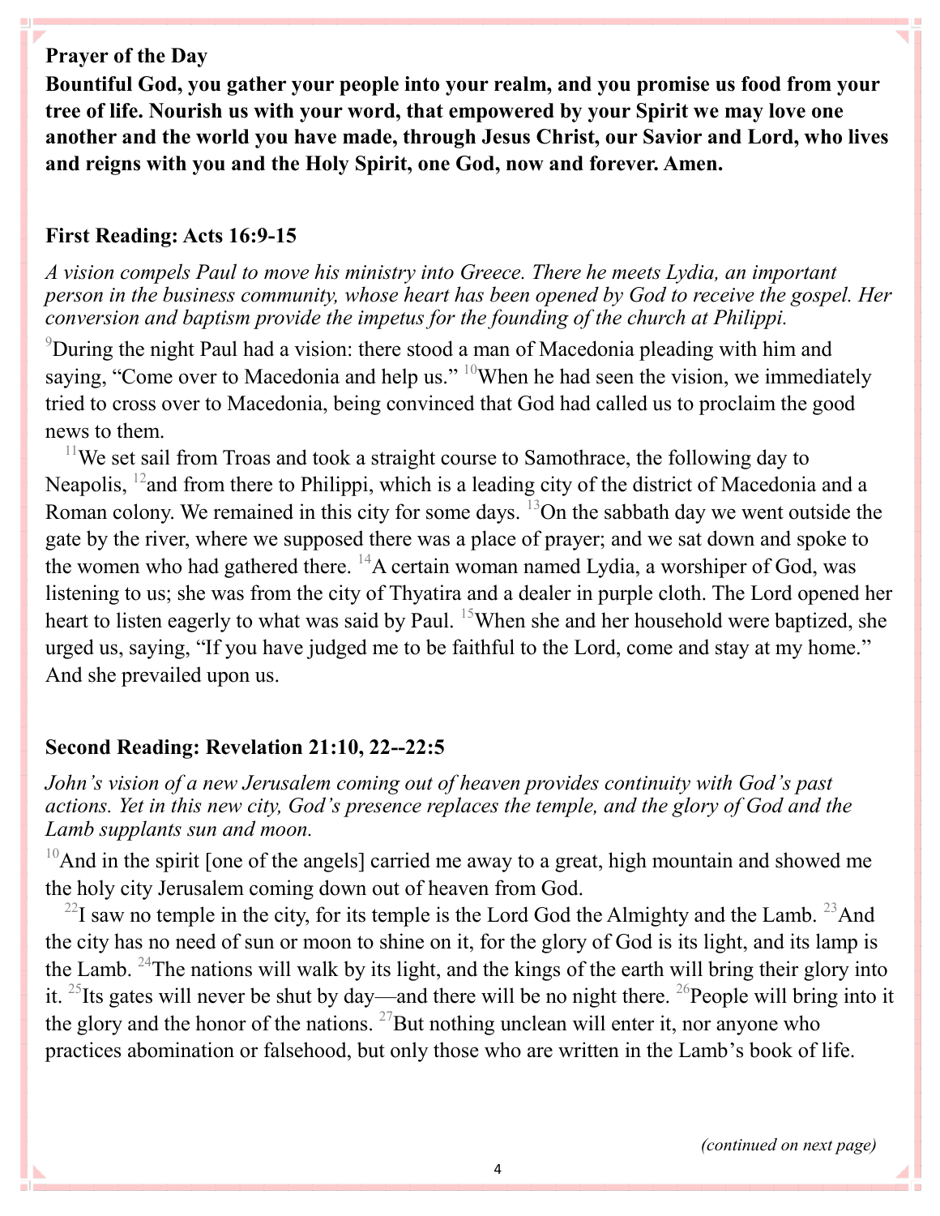**Prayer of the Day**

**Bountiful God, you gather your people into your realm, and you promise us food from your tree of life. Nourish us with your word, that empowered by your Spirit we may love one another and the world you have made, through Jesus Christ, our Savior and Lord, who lives and reigns with you and the Holy Spirit, one God, now and forever. Amen.**

**First Reading: Acts 16:9-15**

*A vision compels Paul to move his ministry into Greece. There he meets Lydia, an important person in the business community, whose heart has been opened by God to receive the gospel. Her conversion and baptism provide the impetus for the founding of the church at Philippi.*

[9]During the night Paul had a vision: there stood a man of Macedonia pleading with him and saying, "Come over to Macedonia and help us." [10]When he had seen the vision, we immediately tried to cross over to Macedonia, being convinced that God had called us to proclaim the good news to them.

[11]We set sail from Troas and took a straight course to Samothrace, the following day to Neapolis, [12]and from there to Philippi, which is a leading city of the district of Macedonia and a Roman colony. We remained in this city for some days. [13]On the sabbath day we went outside the gate by the river, where we supposed there was a place of prayer; and we sat down and spoke to the women who had gathered there. [14]A certain woman named Lydia, a worshiper of God, was listening to us; she was from the city of Thyatira and a dealer in purple cloth. The Lord opened her heart to listen eagerly to what was said by Paul. [15]When she and her household were baptized, she urged us, saying, "If you have judged me to be faithful to the Lord, come and stay at my home." And she prevailed upon us.

**Second Reading: Revelation 21:10, 22--22:5**

*John's vision of a new Jerusalem coming out of heaven provides continuity with God's past actions. Yet in this new city, God's presence replaces the temple, and the glory of God and the Lamb supplants sun and moon.*

[10]And in the spirit [one of the angels] carried me away to a great, high mountain and showed me the holy city Jerusalem coming down out of heaven from God.

[22]I saw no temple in the city, for its temple is the Lord God the Almighty and the Lamb. [23]And the city has no need of sun or moon to shine on it, for the glory of God is its light, and its lamp is the Lamb. [24]The nations will walk by its light, and the kings of the earth will bring their glory into it. [25]Its gates will never be shut by day—and there will be no night there. [26]People will bring into it the glory and the honor of the nations. [27]But nothing unclean will enter it, nor anyone who practices abomination or falsehood, but only those who are written in the Lamb's book of life.

*(continued on next page)*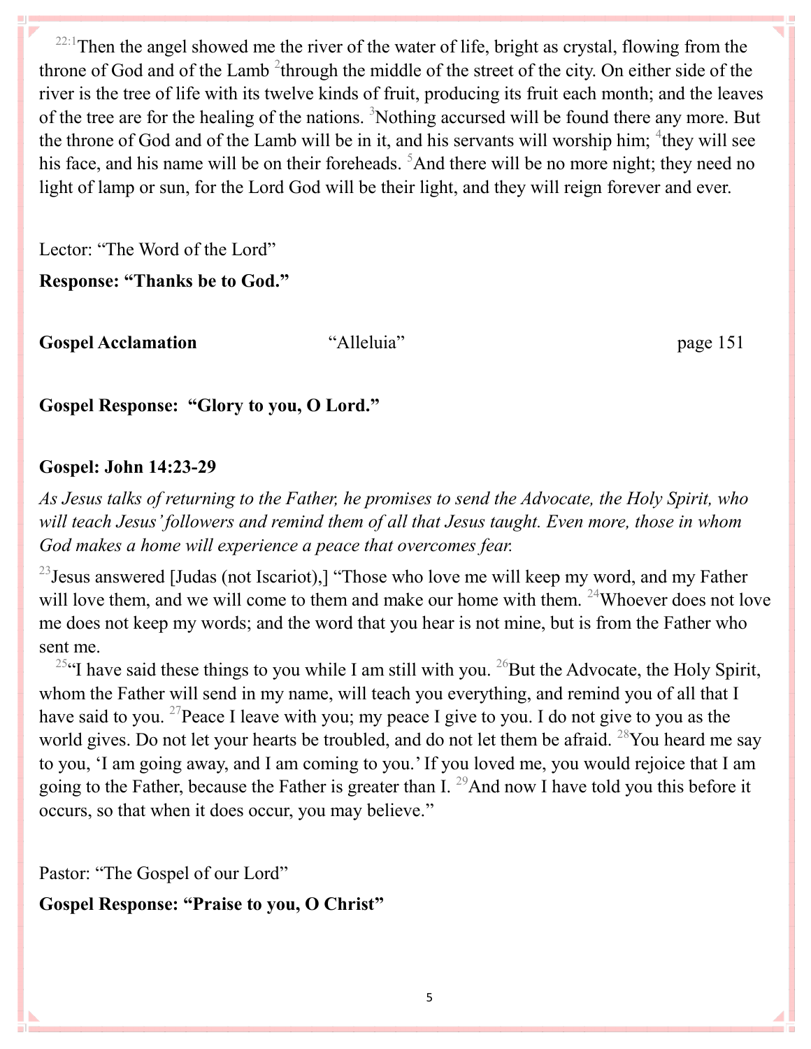[22:1]Then the angel showed me the river of the water of life, bright as crystal, flowing from the throne of God and of the Lamb [2]through the middle of the street of the city. On either side of the river is the tree of life with its twelve kinds of fruit, producing its fruit each month; and the leaves of the tree are for the healing of the nations. [3]Nothing accursed will be found there any more. But the throne of God and of the Lamb will be in it, and his servants will worship him; [4]they will see his face, and his name will be on their foreheads. [5]And there will be no more night; they need no light of lamp or sun, for the Lord God will be their light, and they will reign forever and ever.

Lector: "The Word of the Lord"

**Response: "Thanks be to God."**

**Gospel Acclamation** "Alleluia" page 151

**Gospel Response: "Glory to you, O Lord."**

**Gospel: John 14:23-29**

*As Jesus talks of returning to the Father, he promises to send the Advocate, the Holy Spirit, who will teach Jesus' followers and remind them of all that Jesus taught. Even more, those in whom God makes a home will experience a peace that overcomes fear.*

[23]Jesus answered [Judas (not Iscariot),] "Those who love me will keep my word, and my Father will love them, and we will come to them and make our home with them. [24]Whoever does not love me does not keep my words; and the word that you hear is not mine, but is from the Father who sent me.

[25]"I have said these things to you while I am still with you. [26]But the Advocate, the Holy Spirit, whom the Father will send in my name, will teach you everything, and remind you of all that I have said to you. [27]Peace I leave with you; my peace I give to you. I do not give to you as the world gives. Do not let your hearts be troubled, and do not let them be afraid. [28]You heard me say to you, 'I am going away, and I am coming to you.' If you loved me, you would rejoice that I am going to the Father, because the Father is greater than I. [29]And now I have told you this before it occurs, so that when it does occur, you may believe."

Pastor: "The Gospel of our Lord"

**Gospel Response: "Praise to you, O Christ"**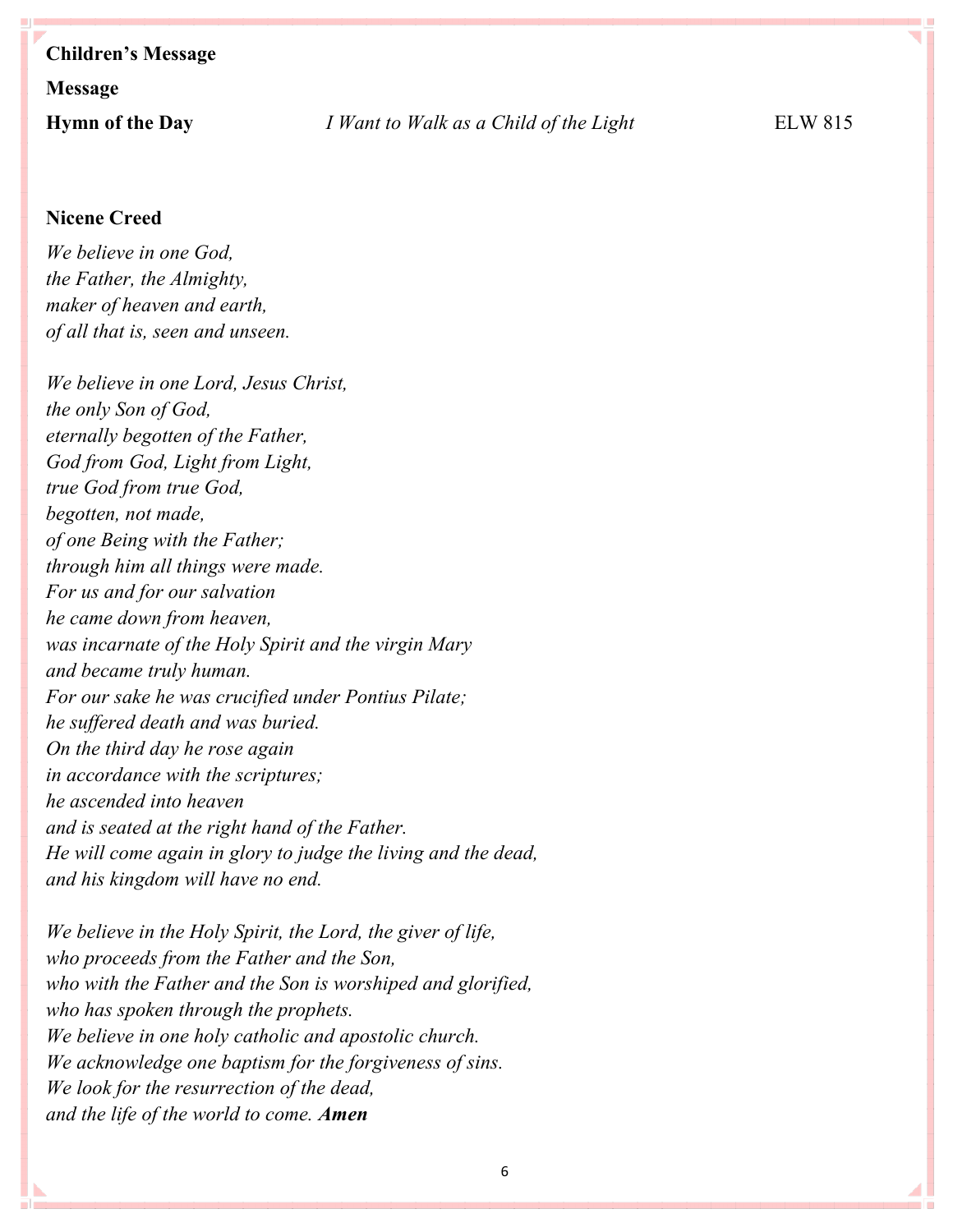**Children's Message**

**Message**

**Hymn of the Day** *I Want to Walk as a Child of the Light* ELW 815

**Nicene Creed**

*We believe in one God,*
*the Father, the Almighty,*
*maker of heaven and earth,*
*of all that is, seen and unseen.*

*We believe in one Lord, Jesus Christ,*
*the only Son of God,*
*eternally begotten of the Father,*
*God from God, Light from Light,*
*true God from true God,*
*begotten, not made,*
*of one Being with the Father;*
*through him all things were made.*
*For us and for our salvation*
*he came down from heaven,*
*was incarnate of the Holy Spirit and the virgin Mary*
*and became truly human.*
*For our sake he was crucified under Pontius Pilate;*
*he suffered death and was buried.*
*On the third day he rose again*
*in accordance with the scriptures;*
*he ascended into heaven*
*and is seated at the right hand of the Father.*
*He will come again in glory to judge the living and the dead,*
*and his kingdom will have no end.*

*We believe in the Holy Spirit, the Lord, the giver of life,*
*who proceeds from the Father and the Son,*
*who with the Father and the Son is worshiped and glorified,*
*who has spoken through the prophets.*
*We believe in one holy catholic and apostolic church.*
*We acknowledge one baptism for the forgiveness of sins.*
*We look for the resurrection of the dead,*
*and the life of the world to come.* ***Amen***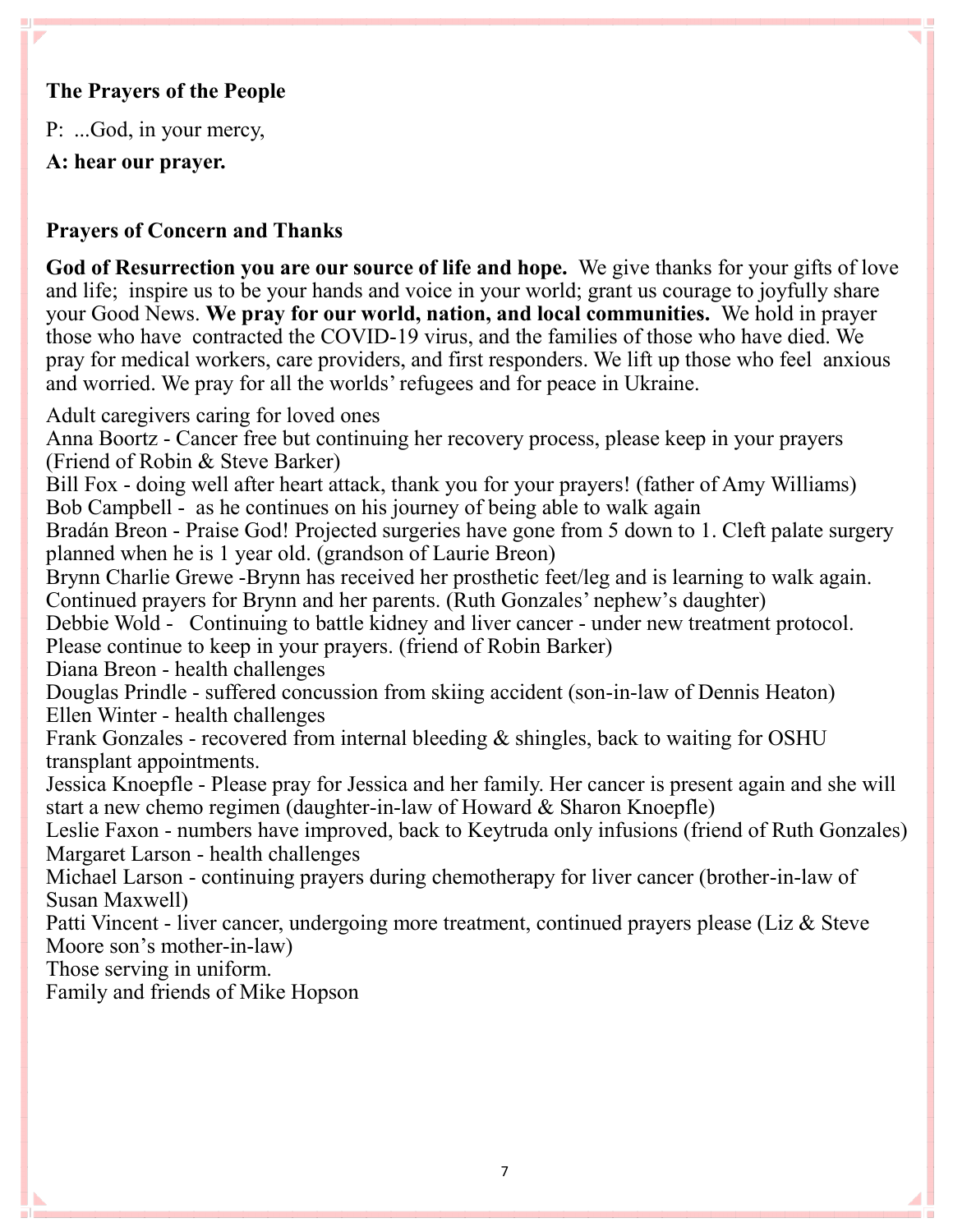**The Prayers of the People**

P: ...God, in your mercy,

**A: hear our prayer.**

**Prayers of Concern and Thanks**

**God of Resurrection you are our source of life and hope.** We give thanks for your gifts of love and life; inspire us to be your hands and voice in your world; grant us courage to joyfully share your Good News. **We pray for our world, nation, and local communities.** We hold in prayer those who have contracted the COVID-19 virus, and the families of those who have died. We pray for medical workers, care providers, and first responders. We lift up those who feel anxious and worried. We pray for all the worlds' refugees and for peace in Ukraine.

Adult caregivers caring for loved ones
Anna Boortz - Cancer free but continuing her recovery process, please keep in your prayers (Friend of Robin & Steve Barker)
Bill Fox - doing well after heart attack, thank you for your prayers! (father of Amy Williams)
Bob Campbell - as he continues on his journey of being able to walk again
Bradán Breon - Praise God! Projected surgeries have gone from 5 down to 1. Cleft palate surgery planned when he is 1 year old. (grandson of Laurie Breon)
Brynn Charlie Grewe -Brynn has received her prosthetic feet/leg and is learning to walk again. Continued prayers for Brynn and her parents. (Ruth Gonzales' nephew's daughter)
Debbie Wold - Continuing to battle kidney and liver cancer - under new treatment protocol. Please continue to keep in your prayers. (friend of Robin Barker)
Diana Breon - health challenges
Douglas Prindle - suffered concussion from skiing accident (son-in-law of Dennis Heaton)
Ellen Winter - health challenges
Frank Gonzales - recovered from internal bleeding & shingles, back to waiting for OSHU transplant appointments.
Jessica Knoepfle - Please pray for Jessica and her family. Her cancer is present again and she will start a new chemo regimen (daughter-in-law of Howard & Sharon Knoepfle)
Leslie Faxon - numbers have improved, back to Keytruda only infusions (friend of Ruth Gonzales)
Margaret Larson - health challenges
Michael Larson - continuing prayers during chemotherapy for liver cancer (brother-in-law of Susan Maxwell)
Patti Vincent - liver cancer, undergoing more treatment, continued prayers please (Liz & Steve Moore son's mother-in-law)
Those serving in uniform.
Family and friends of Mike Hopson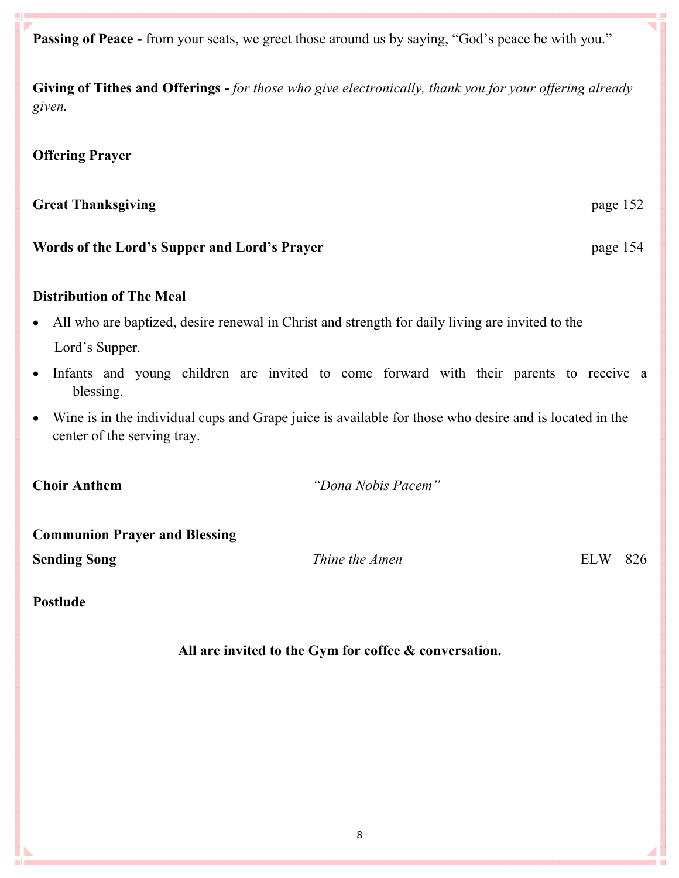**Passing of Peace -** from your seats, we greet those around us by saying, "God's peace be with you."

**Giving of Tithes and Offerings -** *for those who give electronically, thank you for your offering already given.*

**Offering Prayer**

**Great Thanksgiving** page 152

**Words of the Lord's Supper and Lord's Prayer** page 154

**Distribution of The Meal**

- All who are baptized, desire renewal in Christ and strength for daily living are invited to the Lord's Supper.
- Infants and young children are invited to come forward with their parents to receive a blessing.
- Wine is in the individual cups and Grape juice is available for those who desire and is located in the center of the serving tray.

**Choir Anthem** *"Dona Nobis Pacem"*

**Communion Prayer and Blessing**

**Sending Song** *Thine the Amen* ELW 826

**Postlude**

**All are invited to the Gym for coffee & conversation.**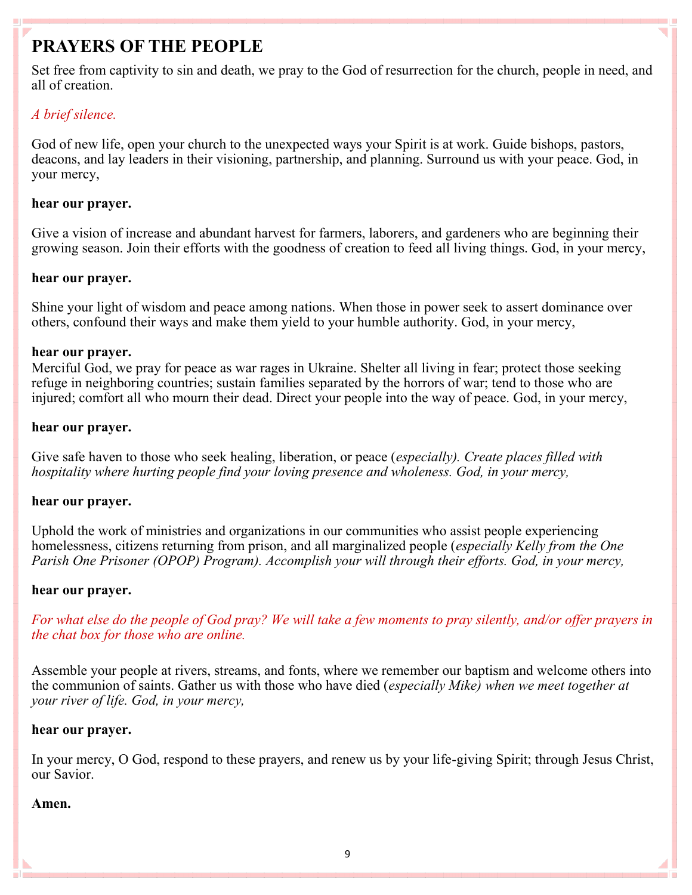# PRAYERS OF THE PEOPLE

Set free from captivity to sin and death, we pray to the God of resurrection for the church, people in need, and all of creation.

*A brief silence.*

God of new life, open your church to the unexpected ways your Spirit is at work. Guide bishops, pastors, deacons, and lay leaders in their visioning, partnership, and planning. Surround us with your peace. God, in your mercy,

**hear our prayer.**

Give a vision of increase and abundant harvest for farmers, laborers, and gardeners who are beginning their growing season. Join their efforts with the goodness of creation to feed all living things. God, in your mercy,

**hear our prayer.**

Shine your light of wisdom and peace among nations. When those in power seek to assert dominance over others, confound their ways and make them yield to your humble authority. God, in your mercy,

**hear our prayer.**

Merciful God, we pray for peace as war rages in Ukraine. Shelter all living in fear; protect those seeking refuge in neighboring countries; sustain families separated by the horrors of war; tend to those who are injured; comfort all who mourn their dead. Direct your people into the way of peace. God, in your mercy,

**hear our prayer.**

Give safe haven to those who seek healing, liberation, or peace (*especially). Create places filled with hospitality where hurting people find your loving presence and wholeness. God, in your mercy,*

**hear our prayer.**

Uphold the work of ministries and organizations in our communities who assist people experiencing homelessness, citizens returning from prison, and all marginalized people (*especially Kelly from the One Parish One Prisoner (OPOP) Program). Accomplish your will through their efforts. God, in your mercy,*

**hear our prayer.**

*For what else do the people of God pray? We will take a few moments to pray silently, and/or offer prayers in the chat box for those who are online.*

Assemble your people at rivers, streams, and fonts, where we remember our baptism and welcome others into the communion of saints. Gather us with those who have died (*especially Mike) when we meet together at your river of life. God, in your mercy,*

**hear our prayer.**

In your mercy, O God, respond to these prayers, and renew us by your life-giving Spirit; through Jesus Christ, our Savior.

**Amen.**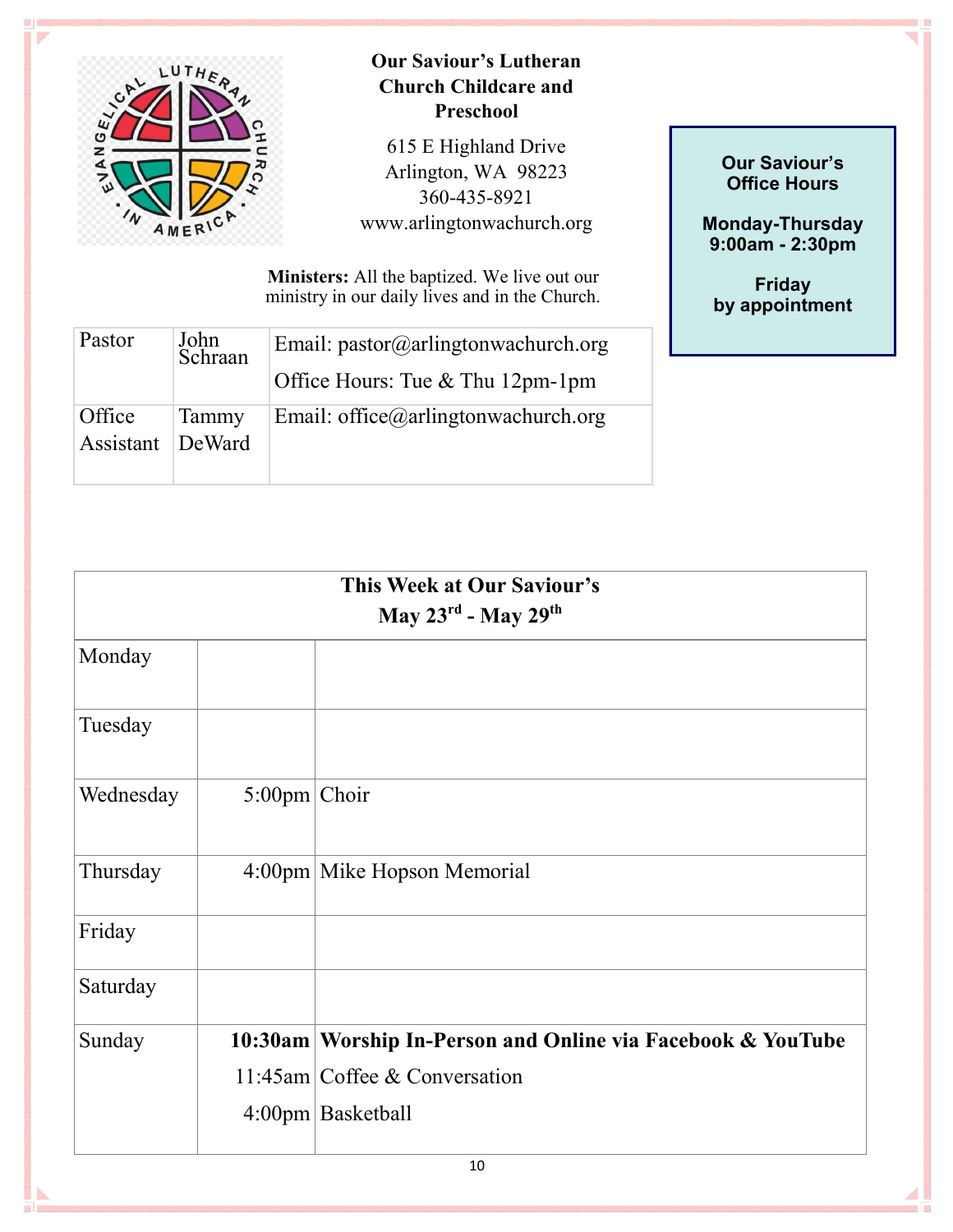**Our Saviour's Lutheran Church Childcare and Preschool**

615 E Highland Drive
Arlington, WA 98223
360-435-8921
www.arlingtonwachurch.org

**Ministers:** All the baptized. We live out our ministry in our daily lives and in the Church.

| | | |
|---|---|---|
| Pastor | John Schraan | Email: pastor@arlingtonwachurch.org<br>Office Hours: Tue & Thu 12pm-1pm |
| Office Assistant | Tammy DeWard | Email: office@arlingtonwachurch.org |

**Our Saviour's Office Hours**

**Monday-Thursday 9:00am - 2:30pm**

**Friday by appointment**

| This Week at Our Saviour's May 23rd - May 29th | | |
|---|---|---|
| Monday | | |
| Tuesday | | |
| Wednesday | 5:00pm | Choir |
| Thursday | 4:00pm | Mike Hopson Memorial |
| Friday | | |
| Saturday | | |
| Sunday | **10:30am**<br>11:45am<br>4:00pm | **Worship In-Person and Online via Facebook & YouTube**<br>Coffee & Conversation<br>Basketball |